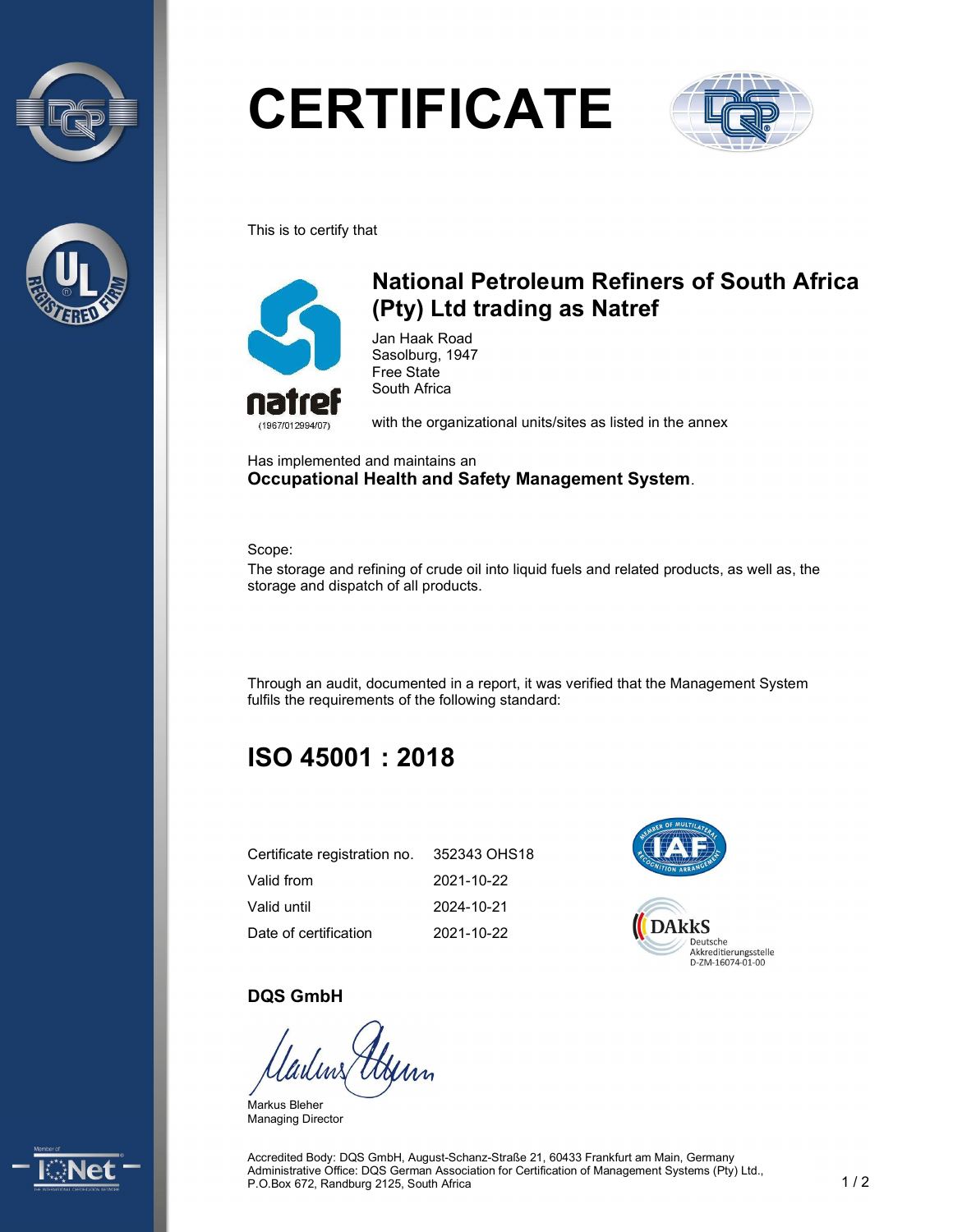# CERTIFICATE

This is to certify that

## National Petroleum Refiners of South Africa (Pty) Ltd trading as Natref

natref
(1967/012994/07)

Jan Haak Road
Sasolburg, 1947
Free State
South Africa

with the organizational units/sites as listed in the annex

Has implemented and maintains an
**Occupational Health and Safety Management System**.

Scope:
The storage and refining of crude oil into liquid fuels and related products, as well as, the storage and dispatch of all products.

Through an audit, documented in a report, it was verified that the Management System fulfils the requirements of the following standard:

## ISO 45001 : 2018

| | |
|---|---|
| Certificate registration no. | 352343 OHS18 |
| Valid from | 2021-10-22 |
| Valid until | 2024-10-21 |
| Date of certification | 2021-10-22 |

DAkkS
Deutsche
Akkreditierungsstelle
D-ZM-16074-01-00

**DQS GmbH**

Markus Bleher
Managing Director

Accredited Body: DQS GmbH, August-Schanz-Straße 21, 60433 Frankfurt am Main, Germany
Administrative Office: DQS German Association for Certification of Management Systems (Pty) Ltd., P.O.Box 672, Randburg 2125, South Africa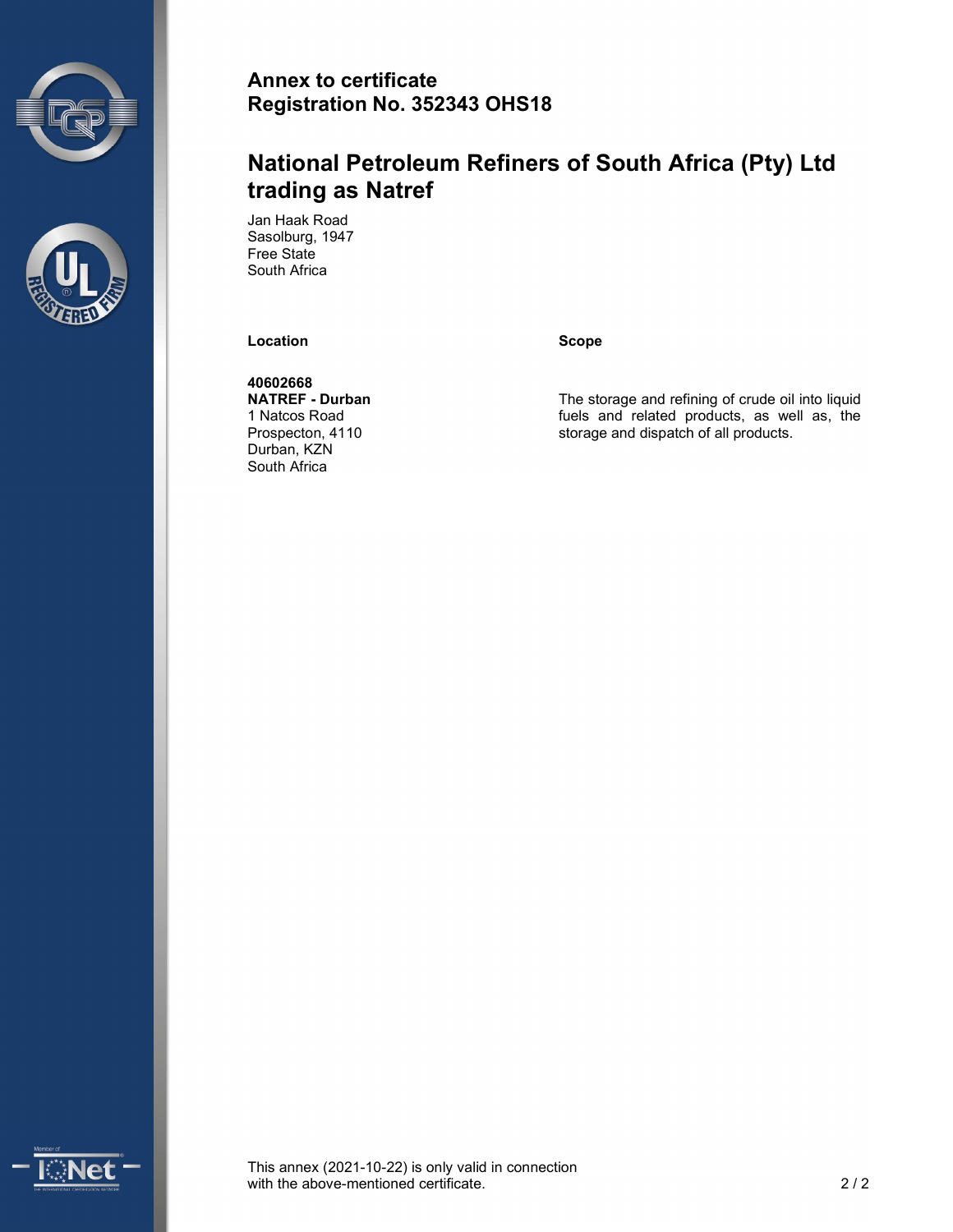**Annex to certificate**
**Registration No. 352343 OHS18**

## National Petroleum Refiners of South Africa (Pty) Ltd trading as Natref

Jan Haak Road
Sasolburg, 1947
Free State
South Africa

| Location | Scope |
|---|---|
| **40602668**<br>**NATREF - Durban**<br>1 Natcos Road<br>Prospecton, 4110<br>Durban, KZN<br>South Africa | The storage and refining of crude oil into liquid fuels and related products, as well as, the storage and dispatch of all products. |

This annex (2021-10-22) is only valid in connection with the above-mentioned certificate.